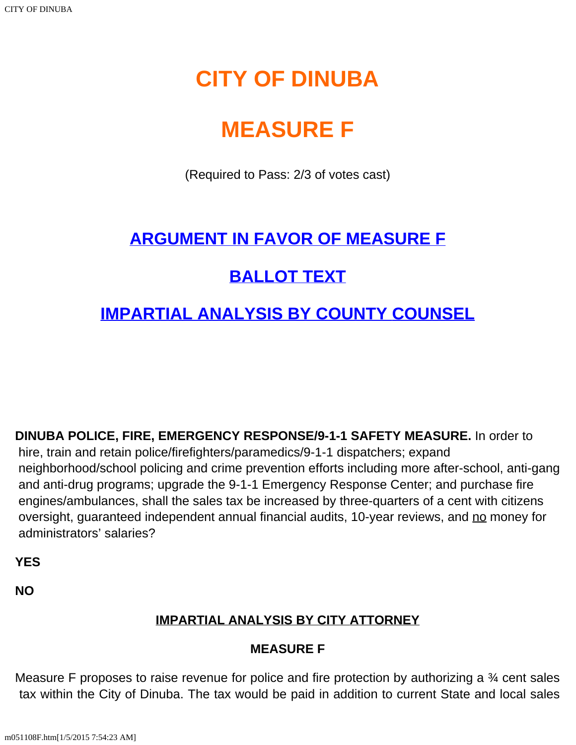# CITY OF DINUBA

# MEASURE F

(Required to Pass: 2/3 of votes cast)

## ARGUMENT IN FAVOR OF MEASURE F

## BALLOT TEXT

## IMPARTIAL ANALYSIS BY COUNTY COUNSEL

**DINUBA POLICE, FIRE, EMERGENCY RESPONSE/9-1-1 SAFETY MEASURE.** In order to hire, train and retain police/firefighters/paramedics/9-1-1 dispatchers; expand neighborhood/school policing and crime prevention efforts including more after-school, anti-gang and anti-drug programs; upgrade the 9-1-1 Emergency Response Center; and purchase fire engines/ambulances, shall the sales tax be increased by three-quarters of a cent with citizens oversight, guaranteed independent annual financial audits, 10-year reviews, and <u>no</u> money for administrators' salaries?

**YES**

**NO**

**<u>IMPARTIAL ANALYSIS BY CITY ATTORNEY</u>**

**MEASURE F**

Measure F proposes to raise revenue for police and fire protection by authorizing a ¾ cent sales tax within the City of Dinuba. The tax would be paid in addition to current State and local sales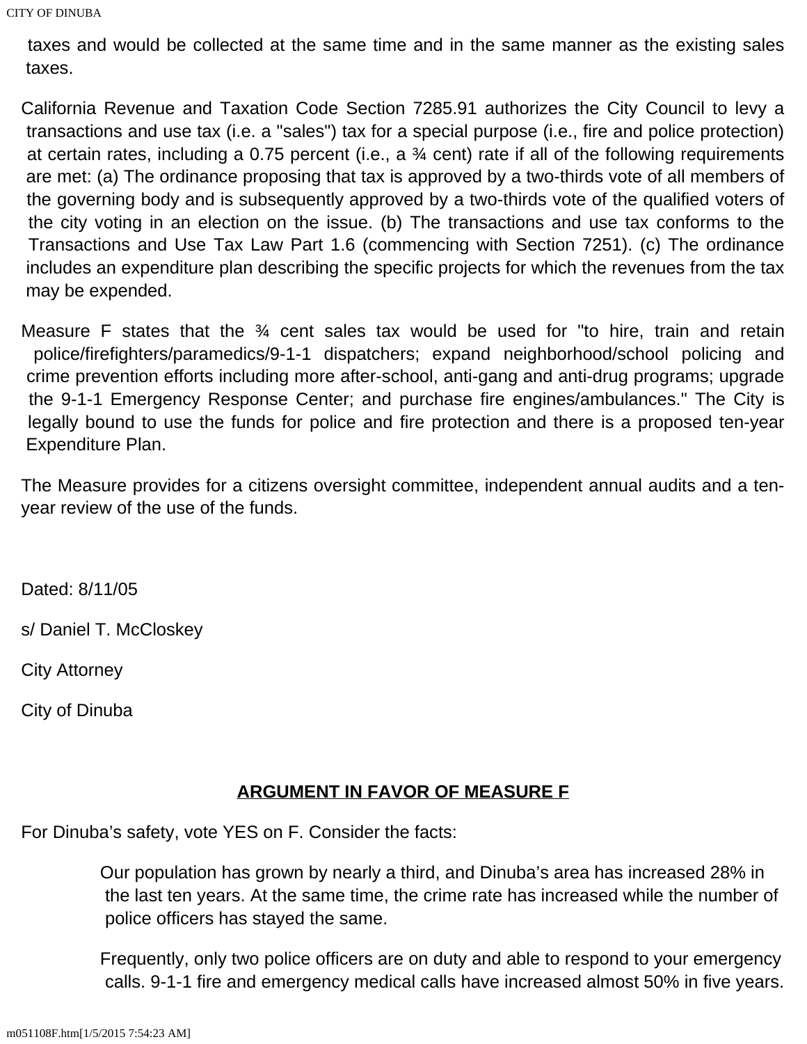taxes and would be collected at the same time and in the same manner as the existing sales taxes.

California Revenue and Taxation Code Section 7285.91 authorizes the City Council to levy a transactions and use tax (i.e. a "sales") tax for a special purpose (i.e., fire and police protection) at certain rates, including a 0.75 percent (i.e., a ¾ cent) rate if all of the following requirements are met: (a) The ordinance proposing that tax is approved by a two-thirds vote of all members of the governing body and is subsequently approved by a two-thirds vote of the qualified voters of the city voting in an election on the issue. (b) The transactions and use tax conforms to the Transactions and Use Tax Law Part 1.6 (commencing with Section 7251). (c) The ordinance includes an expenditure plan describing the specific projects for which the revenues from the tax may be expended.

Measure F states that the ¾ cent sales tax would be used for "to hire, train and retain police/firefighters/paramedics/9-1-1 dispatchers; expand neighborhood/school policing and crime prevention efforts including more after-school, anti-gang and anti-drug programs; upgrade the 9-1-1 Emergency Response Center; and purchase fire engines/ambulances." The City is legally bound to use the funds for police and fire protection and there is a proposed ten-year Expenditure Plan.

The Measure provides for a citizens oversight committee, independent annual audits and a ten-year review of the use of the funds.

Dated: 8/11/05

s/ Daniel T. McCloskey

City Attorney

City of Dinuba

## ARGUMENT IN FAVOR OF MEASURE F

For Dinuba's safety, vote YES on F. Consider the facts:

Our population has grown by nearly a third, and Dinuba's area has increased 28% in the last ten years. At the same time, the crime rate has increased while the number of police officers has stayed the same.

Frequently, only two police officers are on duty and able to respond to your emergency calls. 9-1-1 fire and emergency medical calls have increased almost 50% in five years.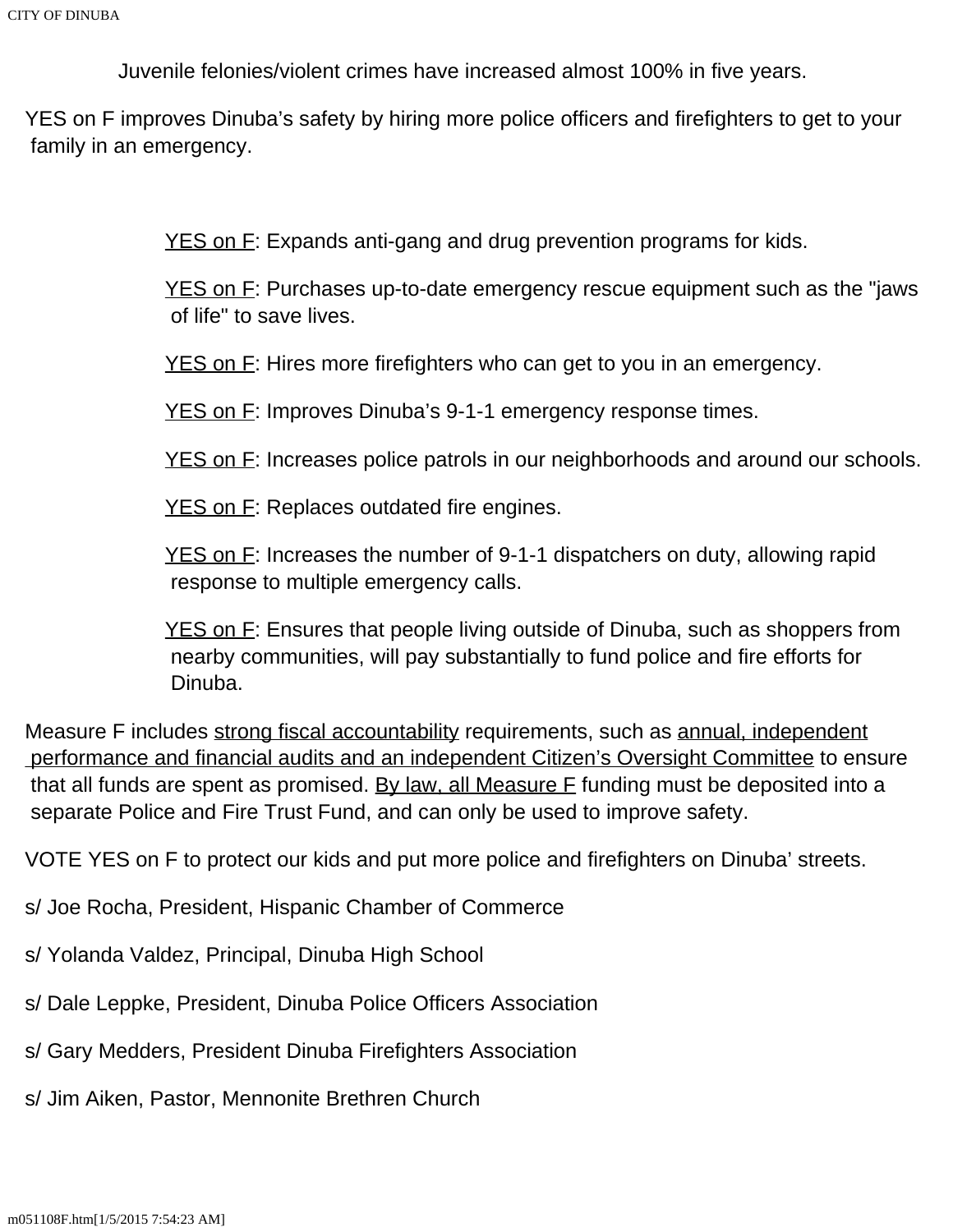Juvenile felonies/violent crimes have increased almost 100% in five years.

YES on F improves Dinuba's safety by hiring more police officers and firefighters to get to your family in an emergency.

- <u>YES on F</u>: Expands anti-gang and drug prevention programs for kids.
- <u>YES on F</u>: Purchases up-to-date emergency rescue equipment such as the "jaws of life" to save lives.
- <u>YES on F</u>: Hires more firefighters who can get to you in an emergency.
- <u>YES on F</u>: Improves Dinuba's 9-1-1 emergency response times.
- <u>YES on F</u>: Increases police patrols in our neighborhoods and around our schools.
- <u>YES on F</u>: Replaces outdated fire engines.
- <u>YES on F</u>: Increases the number of 9-1-1 dispatchers on duty, allowing rapid response to multiple emergency calls.
- <u>YES on F</u>: Ensures that people living outside of Dinuba, such as shoppers from nearby communities, will pay substantially to fund police and fire efforts for Dinuba.

Measure F includes <u>strong fiscal accountability</u> requirements, such as <u>annual, independent performance and financial audits and an independent Citizen's Oversight Committee</u> to ensure that all funds are spent as promised. <u>By law, all Measure F</u> funding must be deposited into a separate Police and Fire Trust Fund, and can only be used to improve safety.

VOTE YES on F to protect our kids and put more police and firefighters on Dinuba' streets.

s/ Joe Rocha, President, Hispanic Chamber of Commerce

s/ Yolanda Valdez, Principal, Dinuba High School

s/ Dale Leppke, President, Dinuba Police Officers Association

s/ Gary Medders, President Dinuba Firefighters Association

s/ Jim Aiken, Pastor, Mennonite Brethren Church